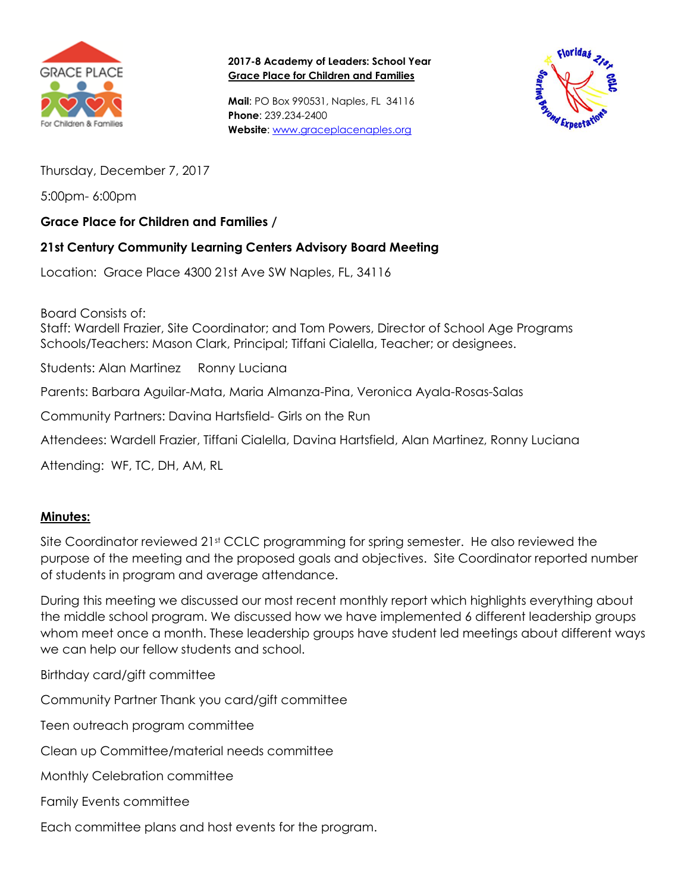**2017-8 Academy of Leaders: School Year**
**Grace Place for Children and Families**

**Mail**: PO Box 990531, Naples, FL 34116
**Phone**: 239.234-2400
**Website**: www.graceplacenaples.org

Thursday, December 7, 2017

5:00pm- 6:00pm

**Grace Place for Children and Families /**

**21st Century Community Learning Centers Advisory Board Meeting**

Location: Grace Place 4300 21st Ave SW Naples, FL, 34116

Board Consists of:
Staff: Wardell Frazier, Site Coordinator; and Tom Powers, Director of School Age Programs
Schools/Teachers: Mason Clark, Principal; Tiffani Cialella, Teacher; or designees.

Students: Alan Martinez Ronny Luciana

Parents: Barbara Aguilar-Mata, Maria Almanza-Pina, Veronica Ayala-Rosas-Salas

Community Partners: Davina Hartsfield- Girls on the Run

Attendees: Wardell Frazier, Tiffani Cialella, Davina Hartsfield, Alan Martinez, Ronny Luciana

Attending: WF, TC, DH, AM, RL

**Minutes:**

Site Coordinator reviewed 21st CCLC programming for spring semester. He also reviewed the purpose of the meeting and the proposed goals and objectives. Site Coordinator reported number of students in program and average attendance.

During this meeting we discussed our most recent monthly report which highlights everything about the middle school program. We discussed how we have implemented 6 different leadership groups whom meet once a month. These leadership groups have student led meetings about different ways we can help our fellow students and school.

Birthday card/gift committee

Community Partner Thank you card/gift committee

Teen outreach program committee

Clean up Committee/material needs committee

Monthly Celebration committee

Family Events committee

Each committee plans and host events for the program.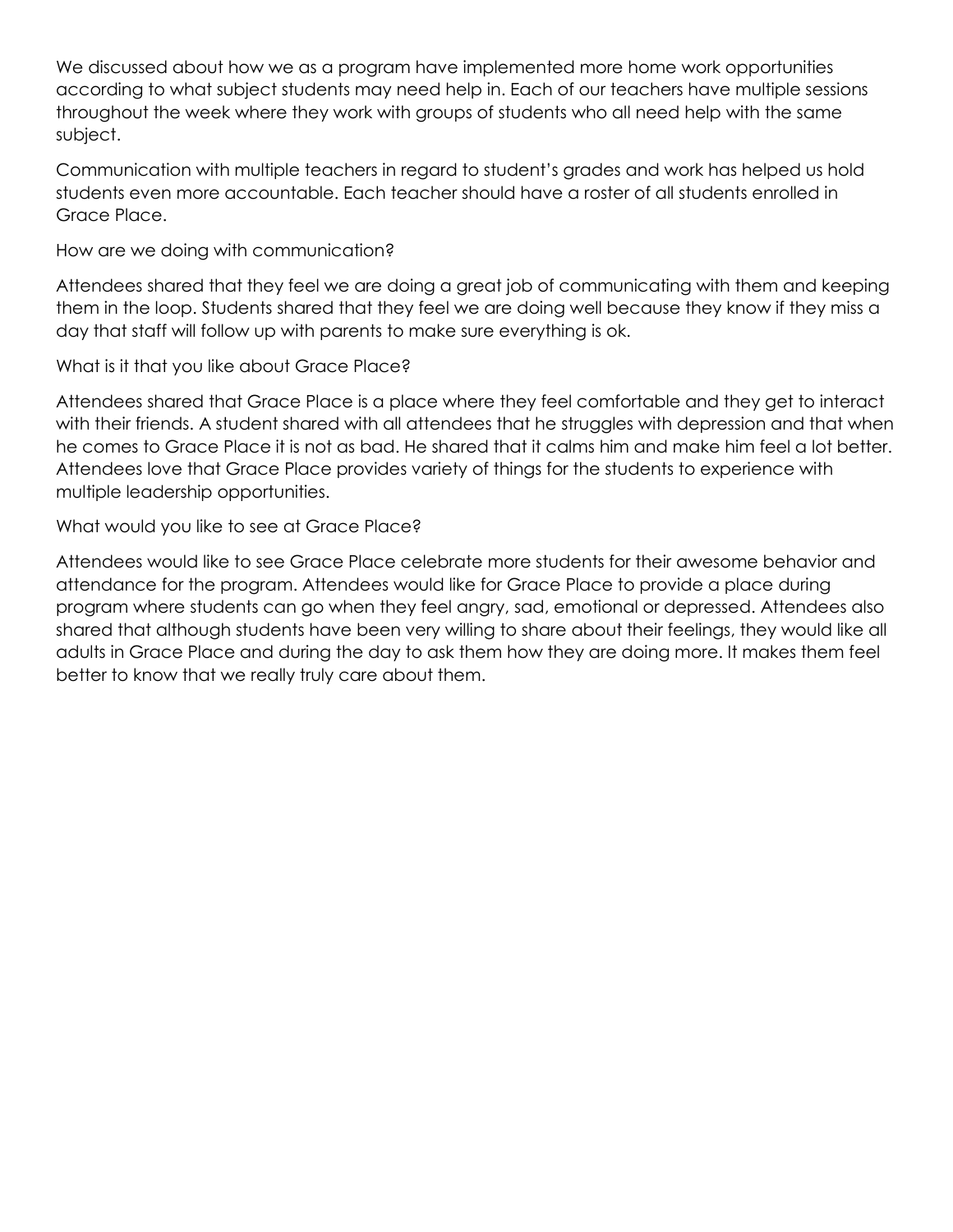We discussed about how we as a program have implemented more home work opportunities according to what subject students may need help in. Each of our teachers have multiple sessions throughout the week where they work with groups of students who all need help with the same subject.

Communication with multiple teachers in regard to student's grades and work has helped us hold students even more accountable. Each teacher should have a roster of all students enrolled in Grace Place.

How are we doing with communication?

Attendees shared that they feel we are doing a great job of communicating with them and keeping them in the loop. Students shared that they feel we are doing well because they know if they miss a day that staff will follow up with parents to make sure everything is ok.

What is it that you like about Grace Place?

Attendees shared that Grace Place is a place where they feel comfortable and they get to interact with their friends. A student shared with all attendees that he struggles with depression and that when he comes to Grace Place it is not as bad. He shared that it calms him and make him feel a lot better. Attendees love that Grace Place provides variety of things for the students to experience with multiple leadership opportunities.

What would you like to see at Grace Place?

Attendees would like to see Grace Place celebrate more students for their awesome behavior and attendance for the program. Attendees would like for Grace Place to provide a place during program where students can go when they feel angry, sad, emotional or depressed. Attendees also shared that although students have been very willing to share about their feelings, they would like all adults in Grace Place and during the day to ask them how they are doing more. It makes them feel better to know that we really truly care about them.